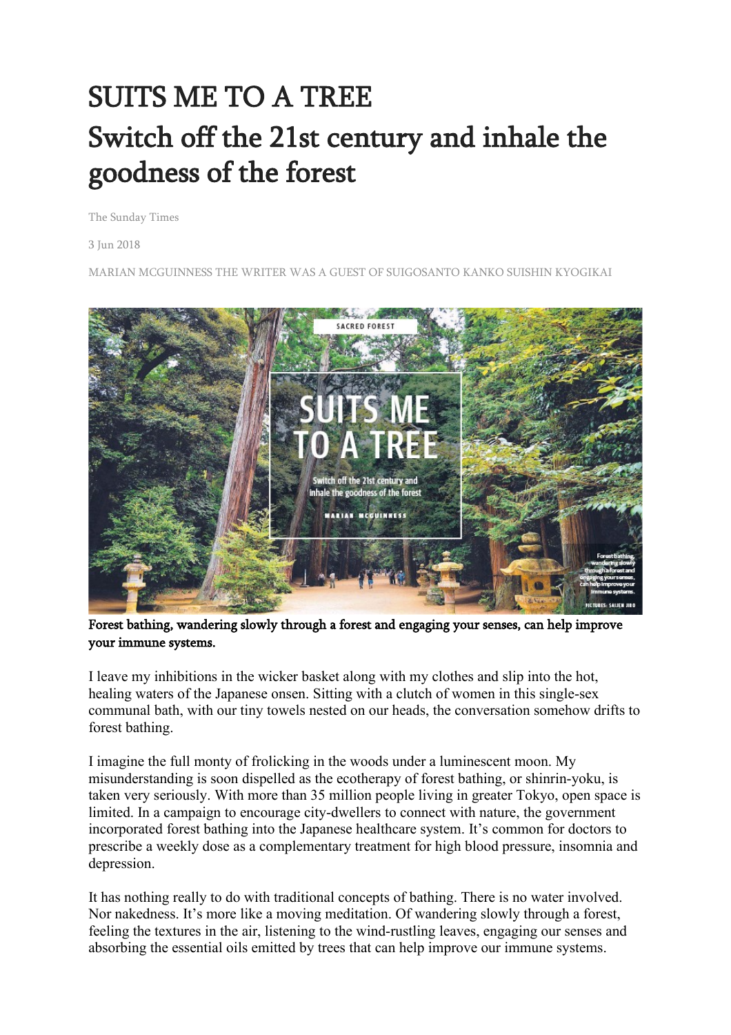# SUITS ME TO A TREE

# Switch off the 21st century and inhale the goodness of the forest

The Sunday Times

3 Jun 2018

MARIAN MCGUINNESS THE WRITER WAS A GUEST OF SUIGOSANTO KANKO SUISHIN KYOGIKAI

**Forest bathing, wandering slowly through a forest and engaging your senses, can help improve your immune systems.**

I leave my inhibitions in the wicker basket along with my clothes and slip into the hot, healing waters of the Japanese onsen. Sitting with a clutch of women in this single-sex communal bath, with our tiny towels nested on our heads, the conversation somehow drifts to forest bathing.

I imagine the full monty of frolicking in the woods under a luminescent moon. My misunderstanding is soon dispelled as the ecotherapy of forest bathing, or shinrin-yoku, is taken very seriously. With more than 35 million people living in greater Tokyo, open space is limited. In a campaign to encourage city-dwellers to connect with nature, the government incorporated forest bathing into the Japanese healthcare system. It's common for doctors to prescribe a weekly dose as a complementary treatment for high blood pressure, insomnia and depression.

It has nothing really to do with traditional concepts of bathing. There is no water involved. Nor nakedness. It's more like a moving meditation. Of wandering slowly through a forest, feeling the textures in the air, listening to the wind-rustling leaves, engaging our senses and absorbing the essential oils emitted by trees that can help improve our immune systems.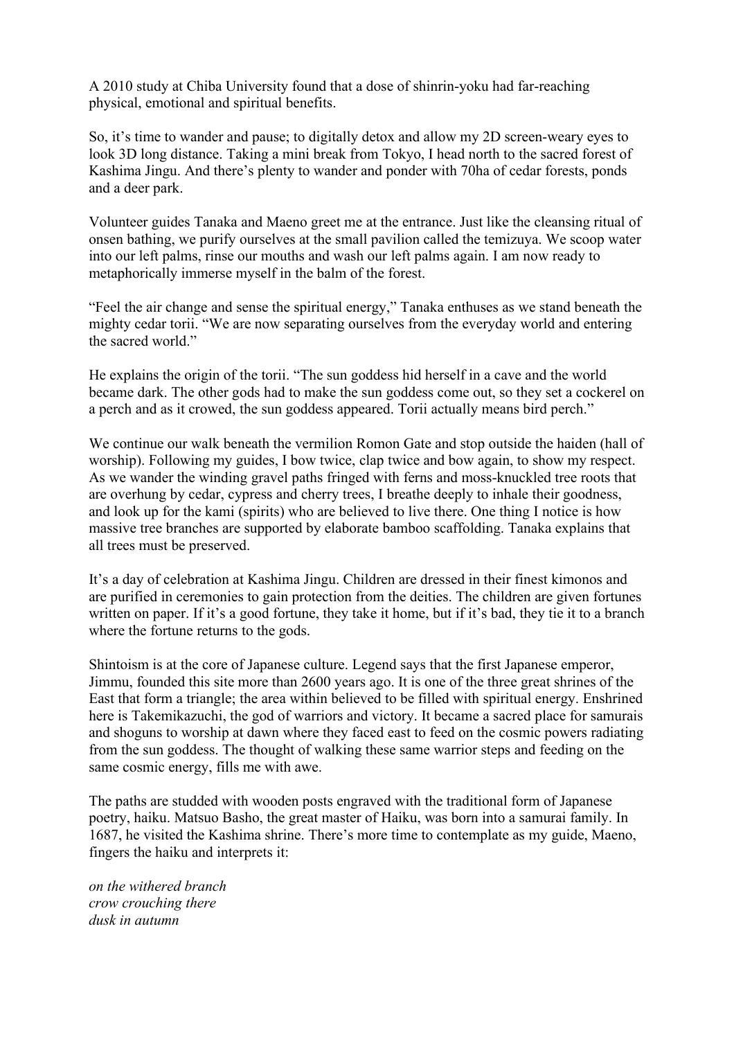A 2010 study at Chiba University found that a dose of shinrin-yoku had far-reaching physical, emotional and spiritual benefits.

So, it's time to wander and pause; to digitally detox and allow my 2D screen-weary eyes to look 3D long distance. Taking a mini break from Tokyo, I head north to the sacred forest of Kashima Jingu. And there's plenty to wander and ponder with 70ha of cedar forests, ponds and a deer park.

Volunteer guides Tanaka and Maeno greet me at the entrance. Just like the cleansing ritual of onsen bathing, we purify ourselves at the small pavilion called the temizuya. We scoop water into our left palms, rinse our mouths and wash our left palms again. I am now ready to metaphorically immerse myself in the balm of the forest.

"Feel the air change and sense the spiritual energy," Tanaka enthuses as we stand beneath the mighty cedar torii. "We are now separating ourselves from the everyday world and entering the sacred world."

He explains the origin of the torii. "The sun goddess hid herself in a cave and the world became dark. The other gods had to make the sun goddess come out, so they set a cockerel on a perch and as it crowed, the sun goddess appeared. Torii actually means bird perch."

We continue our walk beneath the vermilion Romon Gate and stop outside the haiden (hall of worship). Following my guides, I bow twice, clap twice and bow again, to show my respect. As we wander the winding gravel paths fringed with ferns and moss-knuckled tree roots that are overhung by cedar, cypress and cherry trees, I breathe deeply to inhale their goodness, and look up for the kami (spirits) who are believed to live there. One thing I notice is how massive tree branches are supported by elaborate bamboo scaffolding. Tanaka explains that all trees must be preserved.

It's a day of celebration at Kashima Jingu. Children are dressed in their finest kimonos and are purified in ceremonies to gain protection from the deities. The children are given fortunes written on paper. If it's a good fortune, they take it home, but if it's bad, they tie it to a branch where the fortune returns to the gods.

Shintoism is at the core of Japanese culture. Legend says that the first Japanese emperor, Jimmu, founded this site more than 2600 years ago. It is one of the three great shrines of the East that form a triangle; the area within believed to be filled with spiritual energy. Enshrined here is Takemikazuchi, the god of warriors and victory. It became a sacred place for samurais and shoguns to worship at dawn where they faced east to feed on the cosmic powers radiating from the sun goddess. The thought of walking these same warrior steps and feeding on the same cosmic energy, fills me with awe.

The paths are studded with wooden posts engraved with the traditional form of Japanese poetry, haiku. Matsuo Basho, the great master of Haiku, was born into a samurai family. In 1687, he visited the Kashima shrine. There's more time to contemplate as my guide, Maeno, fingers the haiku and interprets it:

*on the withered branch*
*crow crouching there*
*dusk in autumn*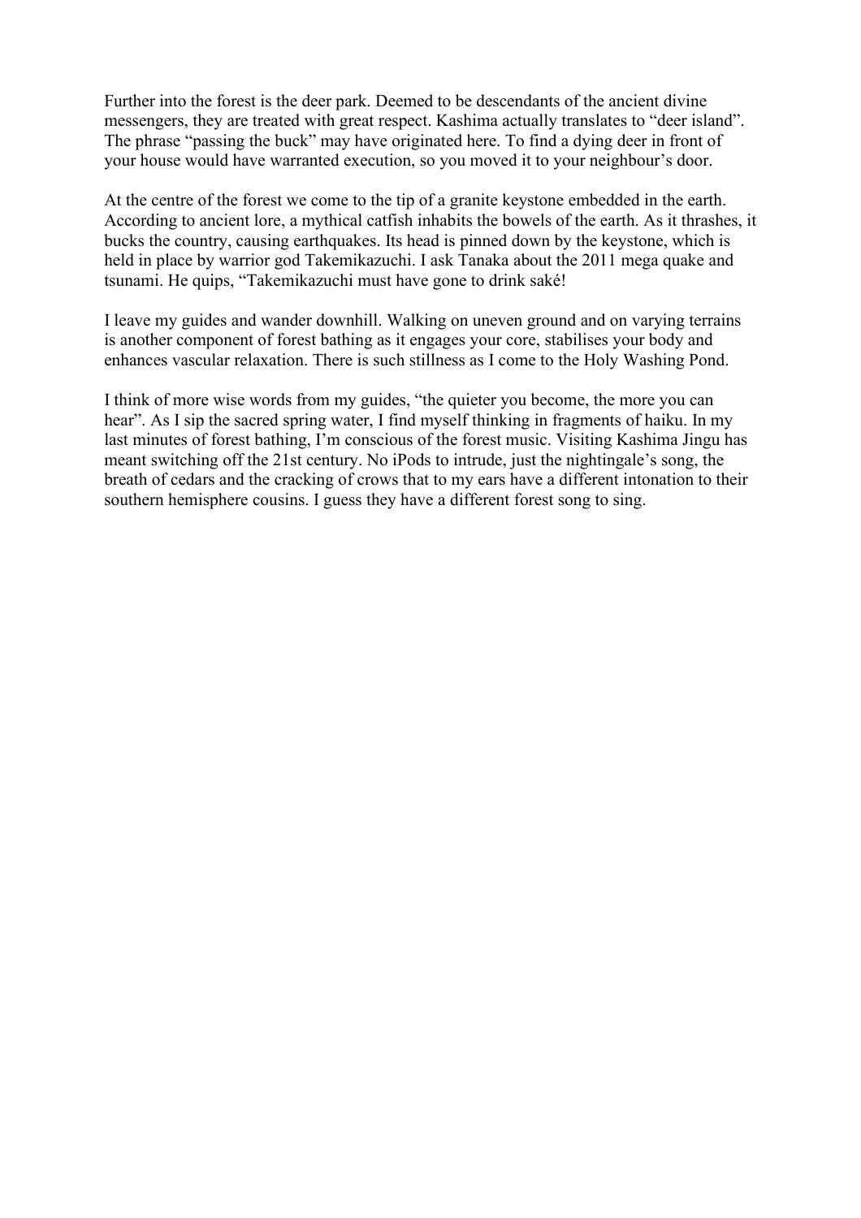Further into the forest is the deer park. Deemed to be descendants of the ancient divine messengers, they are treated with great respect. Kashima actually translates to "deer island". The phrase "passing the buck" may have originated here. To find a dying deer in front of your house would have warranted execution, so you moved it to your neighbour's door.

At the centre of the forest we come to the tip of a granite keystone embedded in the earth. According to ancient lore, a mythical catfish inhabits the bowels of the earth. As it thrashes, it bucks the country, causing earthquakes. Its head is pinned down by the keystone, which is held in place by warrior god Takemikazuchi. I ask Tanaka about the 2011 mega quake and tsunami. He quips, "Takemikazuchi must have gone to drink saké!

I leave my guides and wander downhill. Walking on uneven ground and on varying terrains is another component of forest bathing as it engages your core, stabilises your body and enhances vascular relaxation. There is such stillness as I come to the Holy Washing Pond.

I think of more wise words from my guides, "the quieter you become, the more you can hear". As I sip the sacred spring water, I find myself thinking in fragments of haiku. In my last minutes of forest bathing, I'm conscious of the forest music. Visiting Kashima Jingu has meant switching off the 21st century. No iPods to intrude, just the nightingale's song, the breath of cedars and the cracking of crows that to my ears have a different intonation to their southern hemisphere cousins. I guess they have a different forest song to sing.